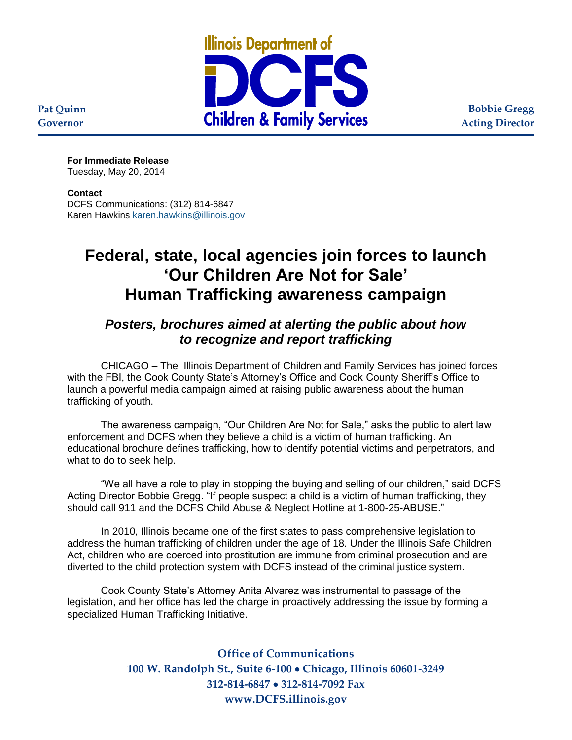Illinois Department of

DCFS

Children & Family Services

**Pat Quinn**
**Governor**

**Bobbie Gregg**
**Acting Director**

**For Immediate Release**
Tuesday, May 20, 2014

**Contact**
DCFS Communications: (312) 814-6847
Karen Hawkins karen.hawkins@illinois.gov

# Federal, state, local agencies join forces to launch 'Our Children Are Not for Sale' Human Trafficking awareness campaign

### *Posters, brochures aimed at alerting the public about how to recognize and report trafficking*

CHICAGO – The Illinois Department of Children and Family Services has joined forces with the FBI, the Cook County State's Attorney's Office and Cook County Sheriff's Office to launch a powerful media campaign aimed at raising public awareness about the human trafficking of youth.

The awareness campaign, "Our Children Are Not for Sale," asks the public to alert law enforcement and DCFS when they believe a child is a victim of human trafficking. An educational brochure defines trafficking, how to identify potential victims and perpetrators, and what to do to seek help.

"We all have a role to play in stopping the buying and selling of our children," said DCFS Acting Director Bobbie Gregg. "If people suspect a child is a victim of human trafficking, they should call 911 and the DCFS Child Abuse & Neglect Hotline at 1-800-25-ABUSE."

In 2010, Illinois became one of the first states to pass comprehensive legislation to address the human trafficking of children under the age of 18. Under the Illinois Safe Children Act, children who are coerced into prostitution are immune from criminal prosecution and are diverted to the child protection system with DCFS instead of the criminal justice system.

Cook County State's Attorney Anita Alvarez was instrumental to passage of the legislation, and her office has led the charge in proactively addressing the issue by forming a specialized Human Trafficking Initiative.

**Office of Communications**
**100 W. Randolph St., Suite 6-100 • Chicago, Illinois 60601-3249**
**312-814-6847 • 312-814-7092 Fax**
**www.DCFS.illinois.gov**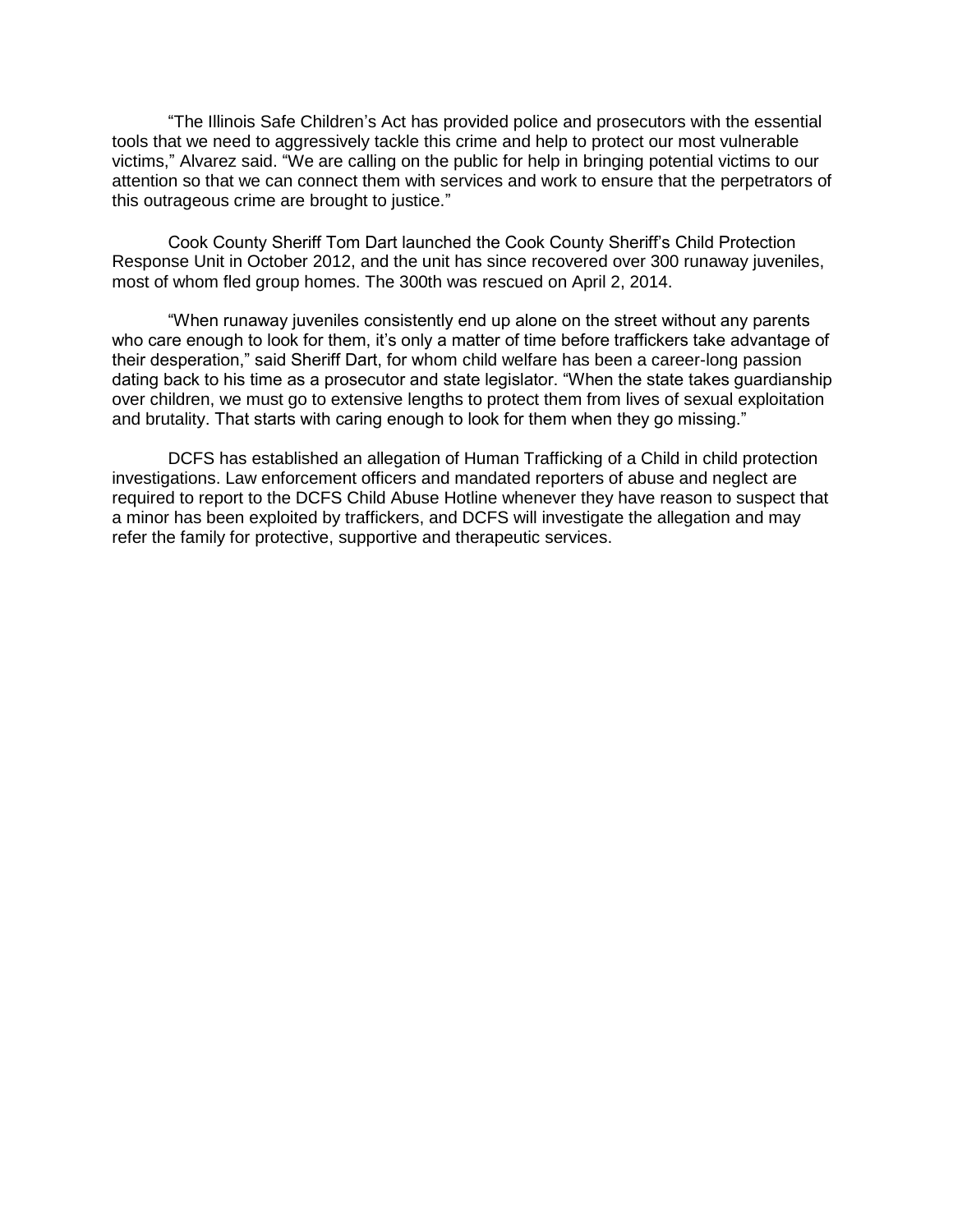"The Illinois Safe Children's Act has provided police and prosecutors with the essential tools that we need to aggressively tackle this crime and help to protect our most vulnerable victims," Alvarez said. "We are calling on the public for help in bringing potential victims to our attention so that we can connect them with services and work to ensure that the perpetrators of this outrageous crime are brought to justice."

Cook County Sheriff Tom Dart launched the Cook County Sheriff's Child Protection Response Unit in October 2012, and the unit has since recovered over 300 runaway juveniles, most of whom fled group homes. The 300th was rescued on April 2, 2014.

"When runaway juveniles consistently end up alone on the street without any parents who care enough to look for them, it's only a matter of time before traffickers take advantage of their desperation," said Sheriff Dart, for whom child welfare has been a career-long passion dating back to his time as a prosecutor and state legislator. "When the state takes guardianship over children, we must go to extensive lengths to protect them from lives of sexual exploitation and brutality. That starts with caring enough to look for them when they go missing."

DCFS has established an allegation of Human Trafficking of a Child in child protection investigations. Law enforcement officers and mandated reporters of abuse and neglect are required to report to the DCFS Child Abuse Hotline whenever they have reason to suspect that a minor has been exploited by traffickers, and DCFS will investigate the allegation and may refer the family for protective, supportive and therapeutic services.